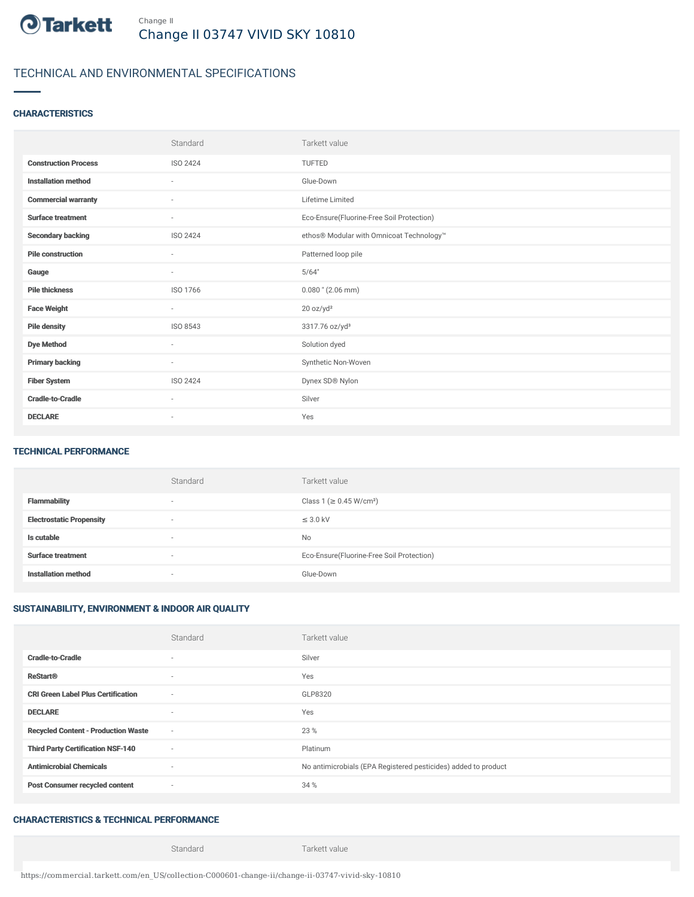Tarkett

Change II

# Change II 03747 VIVID SKY 10810

## TECHNICAL AND ENVIRONMENTAL SPECIFICATIONS

### CHARACTERISTICS

| | Standard | Tarkett value |
|---|---|---|
| **Construction Process** | ISO 2424 | TUFTED |
| **Installation method** | - | Glue-Down |
| **Commercial warranty** | - | Lifetime Limited |
| **Surface treatment** | - | Eco-Ensure(Fluorine-Free Soil Protection) |
| **Secondary backing** | ISO 2424 | ethos® Modular with Omnicoat Technology™ |
| **Pile construction** | - | Patterned loop pile |
| **Gauge** | - | 5/64" |
| **Pile thickness** | ISO 1766 | 0.080 " (2.06 mm) |
| **Face Weight** | - | 20 oz/yd² |
| **Pile density** | ISO 8543 | 3317.76 oz/yd³ |
| **Dye Method** | - | Solution dyed |
| **Primary backing** | - | Synthetic Non-Woven |
| **Fiber System** | ISO 2424 | Dynex SD® Nylon |
| **Cradle-to-Cradle** | - | Silver |
| **DECLARE** | - | Yes |

### TECHNICAL PERFORMANCE

| | Standard | Tarkett value |
|---|---|---|
| **Flammability** | - | Class 1 (≥ 0.45 W/cm²) |
| **Electrostatic Propensity** | - | ≤ 3.0 kV |
| **Is cutable** | - | No |
| **Surface treatment** | - | Eco-Ensure(Fluorine-Free Soil Protection) |
| **Installation method** | - | Glue-Down |

### SUSTAINABILITY, ENVIRONMENT & INDOOR AIR QUALITY

| | Standard | Tarkett value |
|---|---|---|
| **Cradle-to-Cradle** | - | Silver |
| **ReStart®** | - | Yes |
| **CRI Green Label Plus Certification** | - | GLP8320 |
| **DECLARE** | - | Yes |
| **Recycled Content - Production Waste** | - | 23 % |
| **Third Party Certification NSF-140** | - | Platinum |
| **Antimicrobial Chemicals** | - | No antimicrobials (EPA Registered pesticides) added to product |
| **Post Consumer recycled content** | - | 34 % |

### CHARACTERISTICS & TECHNICAL PERFORMANCE

| | Standard | Tarkett value |
|---|---|---|

https://commercial.tarkett.com/en_US/collection-C000601-change-ii/change-ii-03747-vivid-sky-10810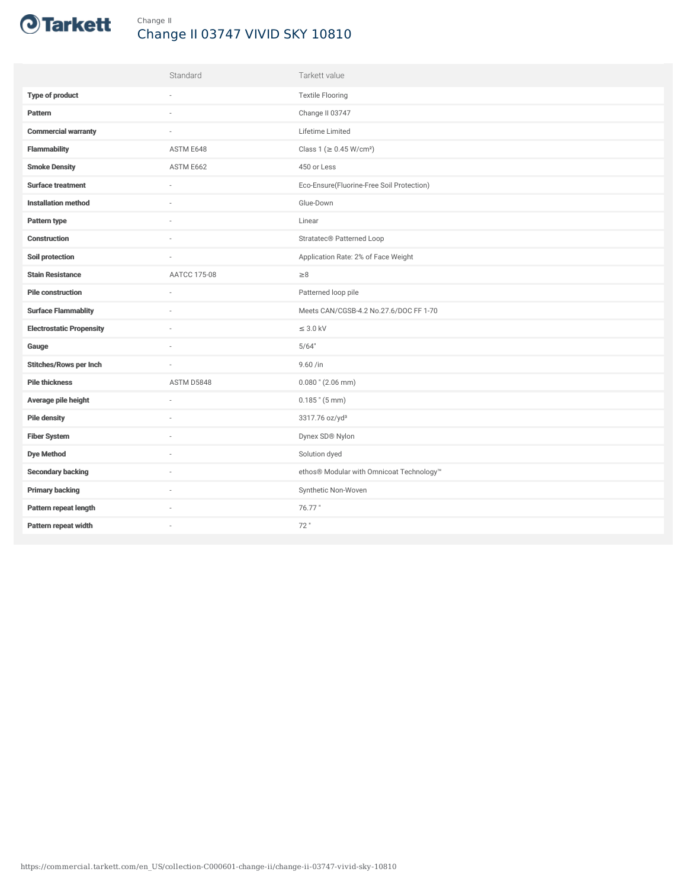Change II

# Change II 03747 VIVID SKY 10810

| | Standard | Tarkett value |
|---|---|---|
| **Type of product** | - | Textile Flooring |
| **Pattern** | - | Change II 03747 |
| **Commercial warranty** | - | Lifetime Limited |
| **Flammability** | ASTM E648 | Class 1 (≥ 0.45 W/cm²) |
| **Smoke Density** | ASTM E662 | 450 or Less |
| **Surface treatment** | - | Eco-Ensure(Fluorine-Free Soil Protection) |
| **Installation method** | - | Glue-Down |
| **Pattern type** | - | Linear |
| **Construction** | - | Stratatec® Patterned Loop |
| **Soil protection** | - | Application Rate: 2% of Face Weight |
| **Stain Resistance** | AATCC 175-08 | ≥8 |
| **Pile construction** | - | Patterned loop pile |
| **Surface Flammablity** | - | Meets CAN/CGSB-4.2 No.27.6/DOC FF 1-70 |
| **Electrostatic Propensity** | - | ≤ 3.0 kV |
| **Gauge** | - | 5/64" |
| **Stitches/Rows per Inch** | - | 9.60 /in |
| **Pile thickness** | ASTM D5848 | 0.080 " (2.06 mm) |
| **Average pile height** | - | 0.185 " (5 mm) |
| **Pile density** | - | 3317.76 oz/yd³ |
| **Fiber System** | - | Dynex SD® Nylon |
| **Dye Method** | - | Solution dyed |
| **Secondary backing** | - | ethos® Modular with Omnicoat Technology™ |
| **Primary backing** | - | Synthetic Non-Woven |
| **Pattern repeat length** | - | 76.77 " |
| **Pattern repeat width** | - | 72 " |